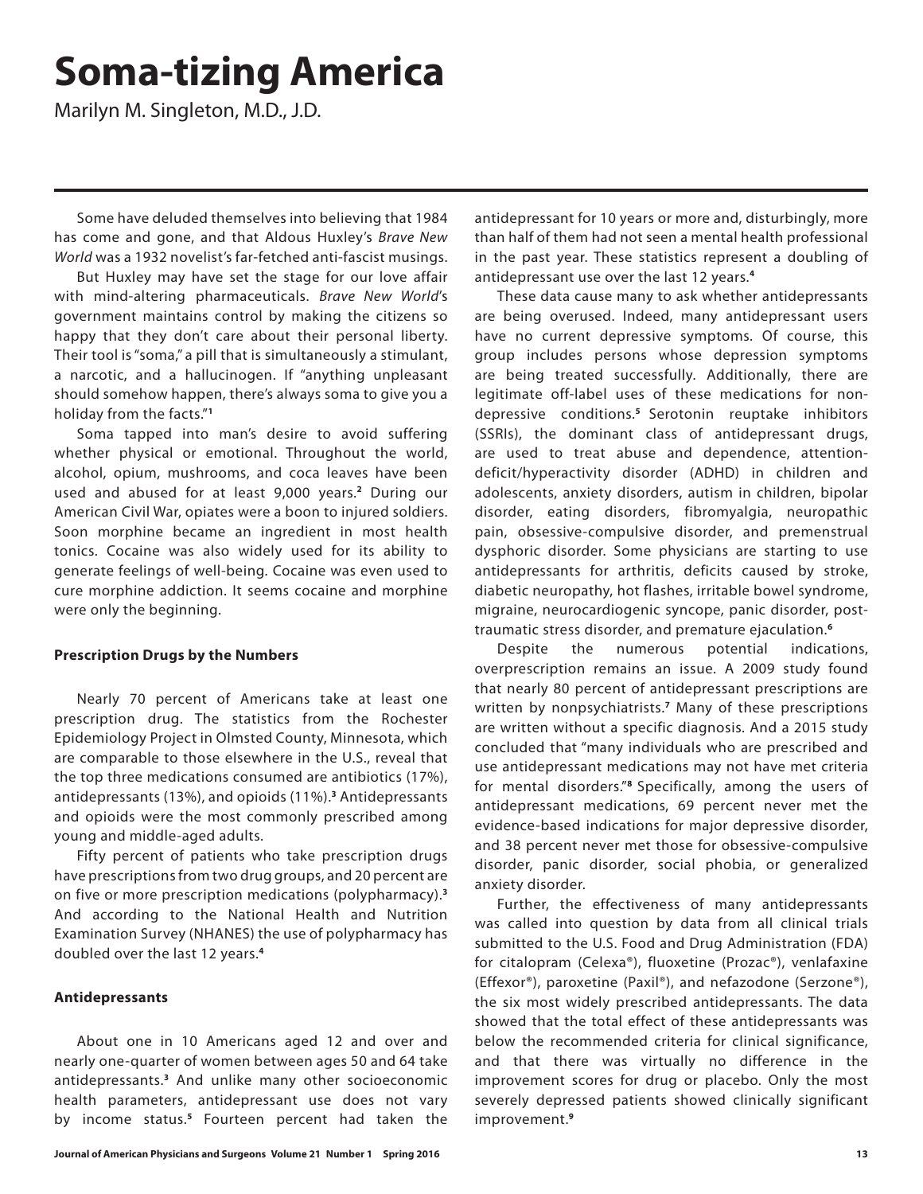# Soma-tizing America

Marilyn M. Singleton, M.D., J.D.

Some have deluded themselves into believing that 1984 has come and gone, and that Aldous Huxley's *Brave New World* was a 1932 novelist's far-fetched anti-fascist musings.

But Huxley may have set the stage for our love affair with mind-altering pharmaceuticals. *Brave New World*'s government maintains control by making the citizens so happy that they don't care about their personal liberty. Their tool is "soma," a pill that is simultaneously a stimulant, a narcotic, and a hallucinogen. If "anything unpleasant should somehow happen, there's always soma to give you a holiday from the facts."[1]

Soma tapped into man's desire to avoid suffering whether physical or emotional. Throughout the world, alcohol, opium, mushrooms, and coca leaves have been used and abused for at least 9,000 years.[2] During our American Civil War, opiates were a boon to injured soldiers. Soon morphine became an ingredient in most health tonics. Cocaine was also widely used for its ability to generate feelings of well-being. Cocaine was even used to cure morphine addiction. It seems cocaine and morphine were only the beginning.

**Prescription Drugs by the Numbers**

Nearly 70 percent of Americans take at least one prescription drug. The statistics from the Rochester Epidemiology Project in Olmsted County, Minnesota, which are comparable to those elsewhere in the U.S., reveal that the top three medications consumed are antibiotics (17%), antidepressants (13%), and opioids (11%).[3] Antidepressants and opioids were the most commonly prescribed among young and middle-aged adults.

Fifty percent of patients who take prescription drugs have prescriptions from two drug groups, and 20 percent are on five or more prescription medications (polypharmacy).[3] And according to the National Health and Nutrition Examination Survey (NHANES) the use of polypharmacy has doubled over the last 12 years.[4]

**Antidepressants**

About one in 10 Americans aged 12 and over and nearly one-quarter of women between ages 50 and 64 take antidepressants.[3] And unlike many other socioeconomic health parameters, antidepressant use does not vary by income status.[5] Fourteen percent had taken the antidepressant for 10 years or more and, disturbingly, more than half of them had not seen a mental health professional in the past year. These statistics represent a doubling of antidepressant use over the last 12 years.[4]

These data cause many to ask whether antidepressants are being overused. Indeed, many antidepressant users have no current depressive symptoms. Of course, this group includes persons whose depression symptoms are being treated successfully. Additionally, there are legitimate off-label uses of these medications for non-depressive conditions.[5] Serotonin reuptake inhibitors (SSRIs), the dominant class of antidepressant drugs, are used to treat abuse and dependence, attention-deficit/hyperactivity disorder (ADHD) in children and adolescents, anxiety disorders, autism in children, bipolar disorder, eating disorders, fibromyalgia, neuropathic pain, obsessive-compulsive disorder, and premenstrual dysphoric disorder. Some physicians are starting to use antidepressants for arthritis, deficits caused by stroke, diabetic neuropathy, hot flashes, irritable bowel syndrome, migraine, neurocardiogenic syncope, panic disorder, post-traumatic stress disorder, and premature ejaculation.[6]

Despite the numerous potential indications, overprescription remains an issue. A 2009 study found that nearly 80 percent of antidepressant prescriptions are written by nonpsychiatrists.[7] Many of these prescriptions are written without a specific diagnosis. And a 2015 study concluded that "many individuals who are prescribed and use antidepressant medications may not have met criteria for mental disorders."[8] Specifically, among the users of antidepressant medications, 69 percent never met the evidence-based indications for major depressive disorder, and 38 percent never met those for obsessive-compulsive disorder, panic disorder, social phobia, or generalized anxiety disorder.

Further, the effectiveness of many antidepressants was called into question by data from all clinical trials submitted to the U.S. Food and Drug Administration (FDA) for citalopram (Celexa®), fluoxetine (Prozac®), venlafaxine (Effexor®), paroxetine (Paxil®), and nefazodone (Serzone®), the six most widely prescribed antidepressants. The data showed that the total effect of these antidepressants was below the recommended criteria for clinical significance, and that there was virtually no difference in the improvement scores for drug or placebo. Only the most severely depressed patients showed clinically significant improvement.[9]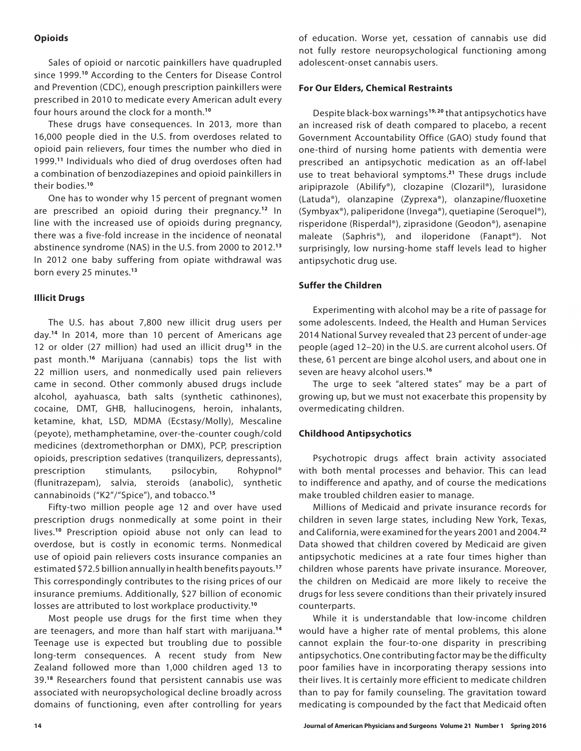### Opioids

Sales of opioid or narcotic painkillers have quadrupled since 1999.[10] According to the Centers for Disease Control and Prevention (CDC), enough prescription painkillers were prescribed in 2010 to medicate every American adult every four hours around the clock for a month.[10]

These drugs have consequences. In 2013, more than 16,000 people died in the U.S. from overdoses related to opioid pain relievers, four times the number who died in 1999.[11] Individuals who died of drug overdoses often had a combination of benzodiazepines and opioid painkillers in their bodies.[10]

One has to wonder why 15 percent of pregnant women are prescribed an opioid during their pregnancy.[12] In line with the increased use of opioids during pregnancy, there was a five-fold increase in the incidence of neonatal abstinence syndrome (NAS) in the U.S. from 2000 to 2012.[13] In 2012 one baby suffering from opiate withdrawal was born every 25 minutes.[13]

### Illicit Drugs

The U.S. has about 7,800 new illicit drug users per day.[14] In 2014, more than 10 percent of Americans age 12 or older (27 million) had used an illicit drug[15] in the past month.[16] Marijuana (cannabis) tops the list with 22 million users, and nonmedically used pain relievers came in second. Other commonly abused drugs include alcohol, ayahuasca, bath salts (synthetic cathinones), cocaine, DMT, GHB, hallucinogens, heroin, inhalants, ketamine, khat, LSD, MDMA (Ecstasy/Molly), Mescaline (peyote), methamphetamine, over-the-counter cough/cold medicines (dextromethorphan or DMX), PCP, prescription opioids, prescription sedatives (tranquilizers, depressants), prescription stimulants, psilocybin, Rohypnol® (flunitrazepam), salvia, steroids (anabolic), synthetic cannabinoids ("K2"/"Spice"), and tobacco.[15]

Fifty-two million people age 12 and over have used prescription drugs nonmedically at some point in their lives.[10] Prescription opioid abuse not only can lead to overdose, but is costly in economic terms. Nonmedical use of opioid pain relievers costs insurance companies an estimated $72.5 billion annually in health benefits payouts.[17] This correspondingly contributes to the rising prices of our insurance premiums. Additionally, $27 billion of economic losses are attributed to lost workplace productivity.[10]

Most people use drugs for the first time when they are teenagers, and more than half start with marijuana.[14] Teenage use is expected but troubling due to possible long-term consequences. A recent study from New Zealand followed more than 1,000 children aged 13 to 39.[18] Researchers found that persistent cannabis use was associated with neuropsychological decline broadly across domains of functioning, even after controlling for years of education. Worse yet, cessation of cannabis use did not fully restore neuropsychological functioning among adolescent-onset cannabis users.

### For Our Elders, Chemical Restraints

Despite black-box warnings[19, 20] that antipsychotics have an increased risk of death compared to placebo, a recent Government Accountability Office (GAO) study found that one-third of nursing home patients with dementia were prescribed an antipsychotic medication as an off-label use to treat behavioral symptoms.[21] These drugs include aripiprazole (Abilify®), clozapine (Clozaril®), lurasidone (Latuda®), olanzapine (Zyprexa®), olanzapine/fluoxetine (Symbyax®), paliperidone (Invega®), quetiapine (Seroquel®), risperidone (Risperdal®), ziprasidone (Geodon®), asenapine maleate (Saphris®), and iloperidone (Fanapt®). Not surprisingly, low nursing-home staff levels lead to higher antipsychotic drug use.

### Suffer the Children

Experimenting with alcohol may be a rite of passage for some adolescents. Indeed, the Health and Human Services 2014 National Survey revealed that 23 percent of under-age people (aged 12–20) in the U.S. are current alcohol users. Of these, 61 percent are binge alcohol users, and about one in seven are heavy alcohol users.[16]

The urge to seek "altered states" may be a part of growing up, but we must not exacerbate this propensity by overmedicating children.

### Childhood Antipsychotics

Psychotropic drugs affect brain activity associated with both mental processes and behavior. This can lead to indifference and apathy, and of course the medications make troubled children easier to manage.

Millions of Medicaid and private insurance records for children in seven large states, including New York, Texas, and California, were examined for the years 2001 and 2004.[22] Data showed that children covered by Medicaid are given antipsychotic medicines at a rate four times higher than children whose parents have private insurance. Moreover, the children on Medicaid are more likely to receive the drugs for less severe conditions than their privately insured counterparts.

While it is understandable that low-income children would have a higher rate of mental problems, this alone cannot explain the four-to-one disparity in prescribing antipsychotics. One contributing factor may be the difficulty poor families have in incorporating therapy sessions into their lives. It is certainly more efficient to medicate children than to pay for family counseling. The gravitation toward medicating is compounded by the fact that Medicaid often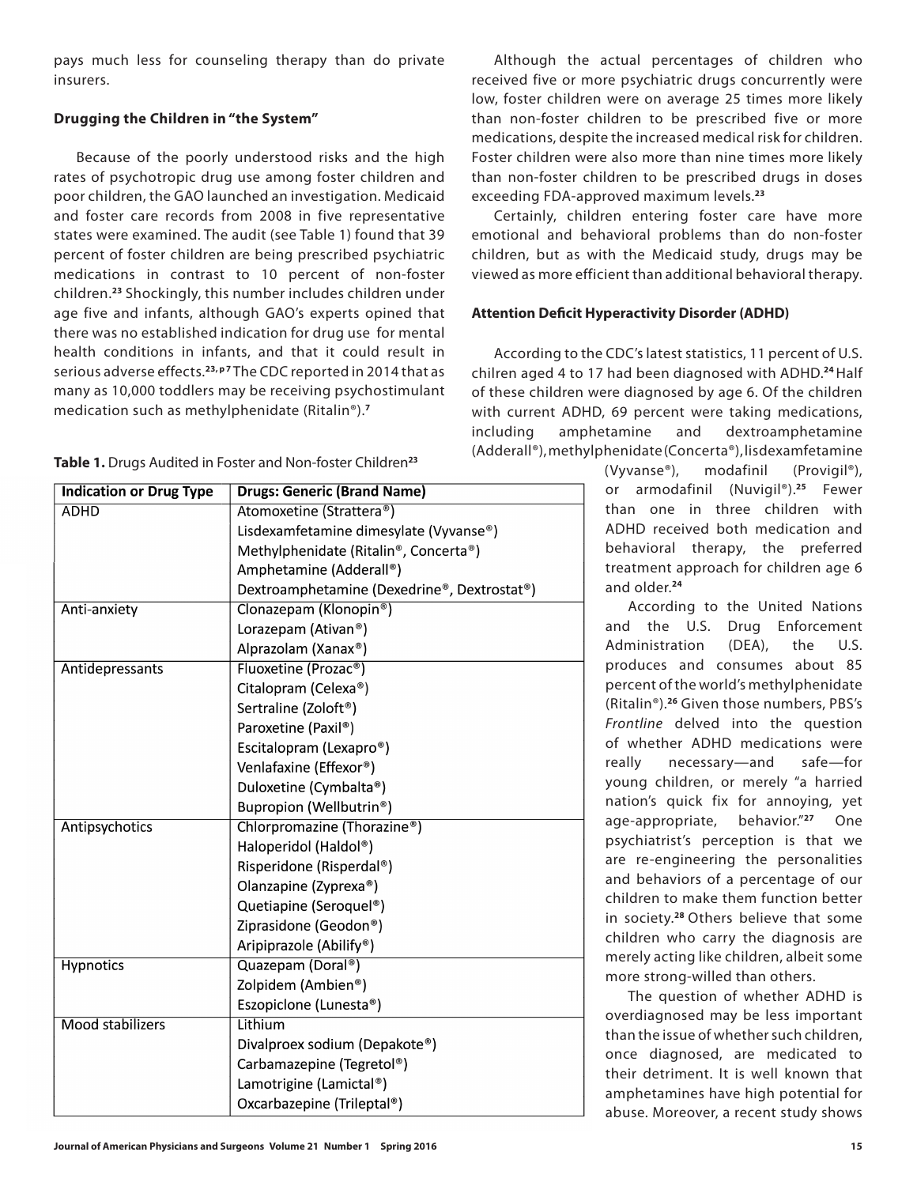pays much less for counseling therapy than do private insurers.

### Drugging the Children in "the System"

Because of the poorly understood risks and the high rates of psychotropic drug use among foster children and poor children, the GAO launched an investigation. Medicaid and foster care records from 2008 in five representative states were examined. The audit (see Table 1) found that 39 percent of foster children are being prescribed psychiatric medications in contrast to 10 percent of non-foster children.[23] Shockingly, this number includes children under age five and infants, although GAO's experts opined that there was no established indication for drug use for mental health conditions in infants, and that it could result in serious adverse effects.[23, p7] The CDC reported in 2014 that as many as 10,000 toddlers may be receiving psychostimulant medication such as methylphenidate (Ritalin®).[7]

**Table 1.** Drugs Audited in Foster and Non-foster Children[23]

| Indication or Drug Type | Drugs: Generic (Brand Name) |
|---|---|
| ADHD | Atomoxetine (Strattera®) |
| | Lisdexamfetamine dimesylate (Vyvanse®) |
| | Methylphenidate (Ritalin®, Concerta®) |
| | Amphetamine (Adderall®) |
| | Dextroamphetamine (Dexedrine®, Dextrostat®) |
| Anti-anxiety | Clonazepam (Klonopin®) |
| | Lorazepam (Ativan®) |
| | Alprazolam (Xanax®) |
| Antidepressants | Fluoxetine (Prozac®) |
| | Citalopram (Celexa®) |
| | Sertraline (Zoloft®) |
| | Paroxetine (Paxil®) |
| | Escitalopram (Lexapro®) |
| | Venlafaxine (Effexor®) |
| | Duloxetine (Cymbalta®) |
| | Bupropion (Wellbutrin®) |
| Antipsychotics | Chlorpromazine (Thorazine®) |
| | Haloperidol (Haldol®) |
| | Risperidone (Risperdal®) |
| | Olanzapine (Zyprexa®) |
| | Quetiapine (Seroquel®) |
| | Ziprasidone (Geodon®) |
| | Aripiprazole (Abilify®) |
| Hypnotics | Quazepam (Doral®) |
| | Zolpidem (Ambien®) |
| | Eszopiclone (Lunesta®) |
| Mood stabilizers | Lithium |
| | Divalproex sodium (Depakote®) |
| | Carbamazepine (Tegretol®) |
| | Lamotrigine (Lamictal®) |
| | Oxcarbazepine (Trileptal®) |

Although the actual percentages of children who received five or more psychiatric drugs concurrently were low, foster children were on average 25 times more likely than non-foster children to be prescribed five or more medications, despite the increased medical risk for children. Foster children were also more than nine times more likely than non-foster children to be prescribed drugs in doses exceeding FDA-approved maximum levels.[23]

Certainly, children entering foster care have more emotional and behavioral problems than do non-foster children, but as with the Medicaid study, drugs may be viewed as more efficient than additional behavioral therapy.

### Attention Deficit Hyperactivity Disorder (ADHD)

According to the CDC's latest statistics, 11 percent of U.S. chilren aged 4 to 17 had been diagnosed with ADHD.[24] Half of these children were diagnosed by age 6. Of the children with current ADHD, 69 percent were taking medications, including amphetamine and dextroamphetamine (Adderall®), methylphenidate (Concerta®), lisdexamfetamine (Vyvanse®), modafinil (Provigil®), or armodafinil (Nuvigil®).[25] Fewer than one in three children with ADHD received both medication and behavioral therapy, the preferred treatment approach for children age 6 and older.[24]

According to the United Nations and the U.S. Drug Enforcement Administration (DEA), the U.S. produces and consumes about 85 percent of the world's methylphenidate (Ritalin®).[26] Given those numbers, PBS's *Frontline* delved into the question of whether ADHD medications were really necessary—and safe—for young children, or merely "a harried nation's quick fix for annoying, yet age-appropriate, behavior."[27] One psychiatrist's perception is that we are re-engineering the personalities and behaviors of a percentage of our children to make them function better in society.[28] Others believe that some children who carry the diagnosis are merely acting like children, albeit some more strong-willed than others.

The question of whether ADHD is overdiagnosed may be less important than the issue of whether such children, once diagnosed, are medicated to their detriment. It is well known that amphetamines have high potential for abuse. Moreover, a recent study shows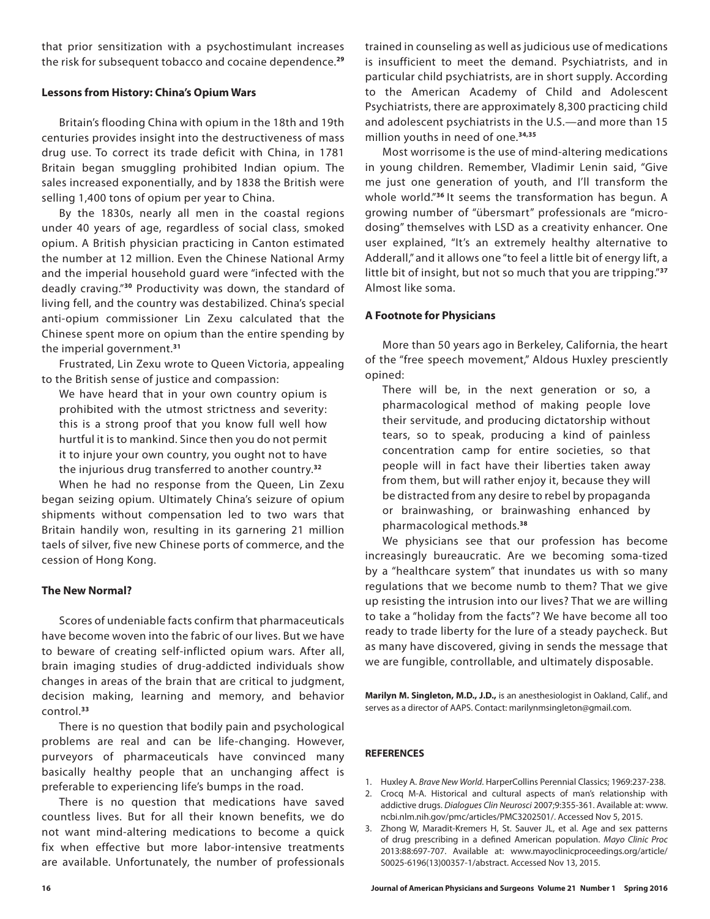that prior sensitization with a psychostimulant increases the risk for subsequent tobacco and cocaine dependence.[29]

### Lessons from History: China's Opium Wars

Britain's flooding China with opium in the 18th and 19th centuries provides insight into the destructiveness of mass drug use. To correct its trade deficit with China, in 1781 Britain began smuggling prohibited Indian opium. The sales increased exponentially, and by 1838 the British were selling 1,400 tons of opium per year to China.

By the 1830s, nearly all men in the coastal regions under 40 years of age, regardless of social class, smoked opium. A British physician practicing in Canton estimated the number at 12 million. Even the Chinese National Army and the imperial household guard were "infected with the deadly craving."[30] Productivity was down, the standard of living fell, and the country was destabilized. China's special anti-opium commissioner Lin Zexu calculated that the Chinese spent more on opium than the entire spending by the imperial government.[31]

Frustrated, Lin Zexu wrote to Queen Victoria, appealing to the British sense of justice and compassion:

> We have heard that in your own country opium is prohibited with the utmost strictness and severity: this is a strong proof that you know full well how hurtful it is to mankind. Since then you do not permit it to injure your own country, you ought not to have the injurious drug transferred to another country.[32]

When he had no response from the Queen, Lin Zexu began seizing opium. Ultimately China's seizure of opium shipments without compensation led to two wars that Britain handily won, resulting in its garnering 21 million taels of silver, five new Chinese ports of commerce, and the cession of Hong Kong.

### The New Normal?

Scores of undeniable facts confirm that pharmaceuticals have become woven into the fabric of our lives. But we have to beware of creating self-inflicted opium wars. After all, brain imaging studies of drug-addicted individuals show changes in areas of the brain that are critical to judgment, decision making, learning and memory, and behavior control.[33]

There is no question that bodily pain and psychological problems are real and can be life-changing. However, purveyors of pharmaceuticals have convinced many basically healthy people that an unchanging affect is preferable to experiencing life's bumps in the road.

There is no question that medications have saved countless lives. But for all their known benefits, we do not want mind-altering medications to become a quick fix when effective but more labor-intensive treatments are available. Unfortunately, the number of professionals trained in counseling as well as judicious use of medications is insufficient to meet the demand. Psychiatrists, and in particular child psychiatrists, are in short supply. According to the American Academy of Child and Adolescent Psychiatrists, there are approximately 8,300 practicing child and adolescent psychiatrists in the U.S.—and more than 15 million youths in need of one.[34,35]

Most worrisome is the use of mind-altering medications in young children. Remember, Vladimir Lenin said, "Give me just one generation of youth, and I'll transform the whole world."[36] It seems the transformation has begun. A growing number of "übersmart" professionals are "micro-dosing" themselves with LSD as a creativity enhancer. One user explained, "It's an extremely healthy alternative to Adderall," and it allows one "to feel a little bit of energy lift, a little bit of insight, but not so much that you are tripping."[37] Almost like soma.

### A Footnote for Physicians

More than 50 years ago in Berkeley, California, the heart of the "free speech movement," Aldous Huxley presciently opined:

> There will be, in the next generation or so, a pharmacological method of making people love their servitude, and producing dictatorship without tears, so to speak, producing a kind of painless concentration camp for entire societies, so that people will in fact have their liberties taken away from them, but will rather enjoy it, because they will be distracted from any desire to rebel by propaganda or brainwashing, or brainwashing enhanced by pharmacological methods.[38]

We physicians see that our profession has become increasingly bureaucratic. Are we becoming soma-tized by a "healthcare system" that inundates us with so many regulations that we become numb to them? That we give up resisting the intrusion into our lives? That we are willing to take a "holiday from the facts"? We have become all too ready to trade liberty for the lure of a steady paycheck. But as many have discovered, giving in sends the message that we are fungible, controllable, and ultimately disposable.

**Marilyn M. Singleton, M.D., J.D.,** is an anesthesiologist in Oakland, Calif., and serves as a director of AAPS. Contact: marilynmsingleton@gmail.com.

### REFERENCES

1. Huxley A. *Brave New World*. HarperCollins Perennial Classics; 1969:237-238.
2. Crocq M-A. Historical and cultural aspects of man's relationship with addictive drugs. *Dialogues Clin Neurosci* 2007;9:355-361. Available at: www.ncbi.nlm.nih.gov/pmc/articles/PMC3202501/. Accessed Nov 5, 2015.
3. Zhong W, Maradit-Kremers H, St. Sauver JL, et al. Age and sex patterns of drug prescribing in a defined American population. *Mayo Clinic Proc* 2013:88:697-707. Available at: www.mayoclinicproceedings.org/article/S0025-6196(13)00357-1/abstract. Accessed Nov 13, 2015.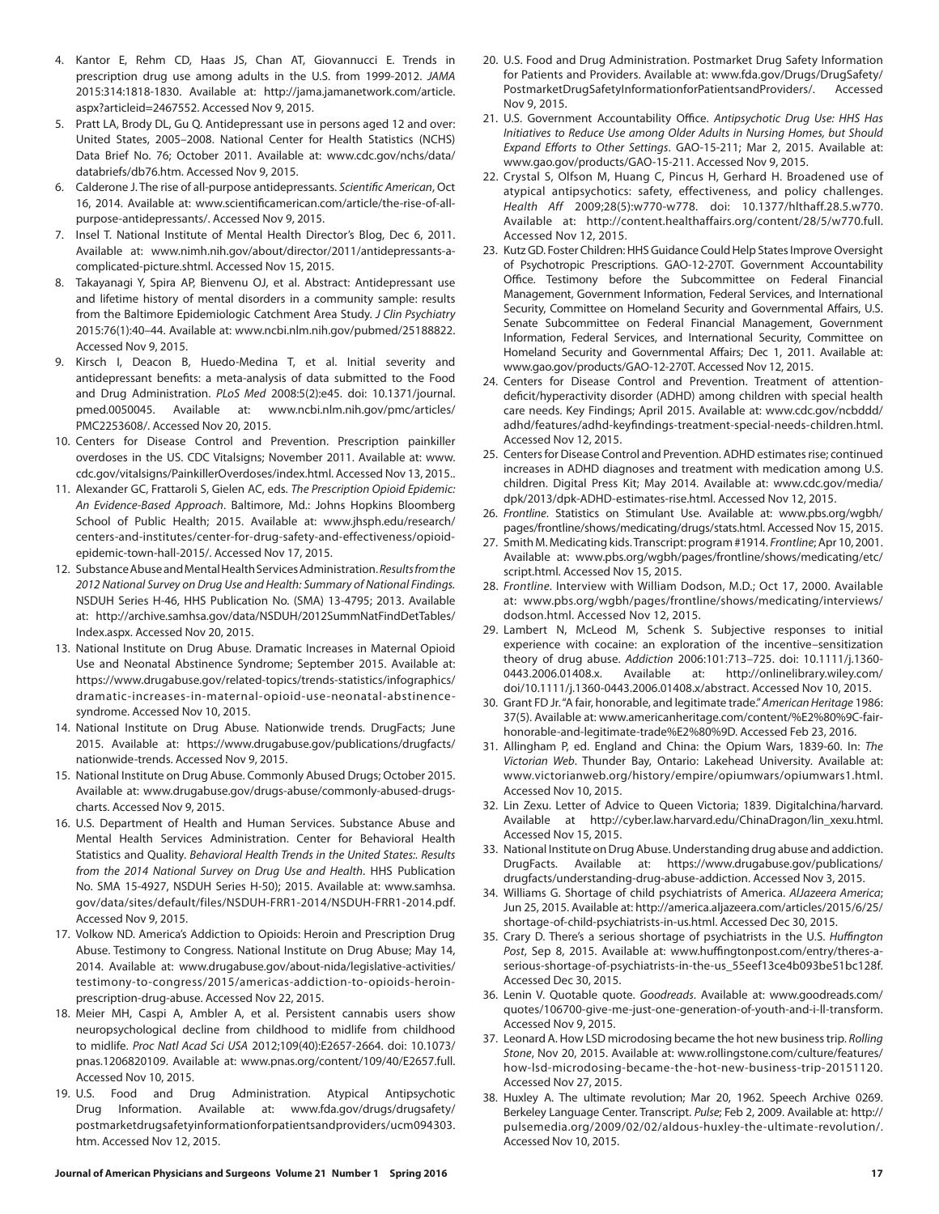4. Kantor E, Rehm CD, Haas JS, Chan AT, Giovannucci E. Trends in prescription drug use among adults in the U.S. from 1999-2012. *JAMA* 2015:314:1818-1830. Available at: http://jama.jamanetwork.com/article.aspx?articleid=2467552. Accessed Nov 9, 2015.
5. Pratt LA, Brody DL, Gu Q. Antidepressant use in persons aged 12 and over: United States, 2005–2008. National Center for Health Statistics (NCHS) Data Brief No. 76; October 2011. Available at: www.cdc.gov/nchs/data/databriefs/db76.htm. Accessed Nov 9, 2015.
6. Calderone J. The rise of all-purpose antidepressants. *Scientific American*, Oct 16, 2014. Available at: www.scientificamerican.com/article/the-rise-of-all-purpose-antidepressants/. Accessed Nov 9, 2015.
7. Insel T. National Institute of Mental Health Director's Blog, Dec 6, 2011. Available at: www.nimh.nih.gov/about/director/2011/antidepressants-a-complicated-picture.shtml. Accessed Nov 15, 2015.
8. Takayanagi Y, Spira AP, Bienvenu OJ, et al. Abstract: Antidepressant use and lifetime history of mental disorders in a community sample: results from the Baltimore Epidemiologic Catchment Area Study. *J Clin Psychiatry* 2015:76(1):40–44. Available at: www.ncbi.nlm.nih.gov/pubmed/25188822. Accessed Nov 9, 2015.
9. Kirsch I, Deacon B, Huedo-Medina T, et al. Initial severity and antidepressant benefits: a meta-analysis of data submitted to the Food and Drug Administration. *PLoS Med* 2008:5(2):e45. doi: 10.1371/journal.pmed.0050045. Available at: www.ncbi.nlm.nih.gov/pmc/articles/PMC2253608/. Accessed Nov 20, 2015.
10. Centers for Disease Control and Prevention. Prescription painkiller overdoses in the US. CDC Vitalsigns; November 2011. Available at: www.cdc.gov/vitalsigns/PainkillerOverdoses/index.html. Accessed Nov 13, 2015..
11. Alexander GC, Frattaroli S, Gielen AC, eds. *The Prescription Opioid Epidemic: An Evidence-Based Approach*. Baltimore, Md.: Johns Hopkins Bloomberg School of Public Health; 2015. Available at: www.jhsph.edu/research/centers-and-institutes/center-for-drug-safety-and-effectiveness/opioid-epidemic-town-hall-2015/. Accessed Nov 17, 2015.
12. Substance Abuse and Mental Health Services Administration. *Results from the 2012 National Survey on Drug Use and Health: Summary of National Findings.* NSDUH Series H-46, HHS Publication No. (SMA) 13-4795; 2013. Available at: http://archive.samhsa.gov/data/NSDUH/2012SummNatFindDetTables/Index.aspx. Accessed Nov 20, 2015.
13. National Institute on Drug Abuse. Dramatic Increases in Maternal Opioid Use and Neonatal Abstinence Syndrome; September 2015. Available at: https://www.drugabuse.gov/related-topics/trends-statistics/infographics/dramatic-increases-in-maternal-opioid-use-neonatal-abstinence-syndrome. Accessed Nov 10, 2015.
14. National Institute on Drug Abuse. Nationwide trends. DrugFacts; June 2015. Available at: https://www.drugabuse.gov/publications/drugfacts/nationwide-trends. Accessed Nov 9, 2015.
15. National Institute on Drug Abuse. Commonly Abused Drugs; October 2015. Available at: www.drugabuse.gov/drugs-abuse/commonly-abused-drugs-charts. Accessed Nov 9, 2015.
16. U.S. Department of Health and Human Services. Substance Abuse and Mental Health Services Administration. Center for Behavioral Health Statistics and Quality. *Behavioral Health Trends in the United States:. Results from the 2014 National Survey on Drug Use and Health*. HHS Publication No. SMA 15-4927, NSDUH Series H-50); 2015. Available at: www.samhsa.gov/data/sites/default/files/NSDUH-FRR1-2014/NSDUH-FRR1-2014.pdf. Accessed Nov 9, 2015.
17. Volkow ND. America's Addiction to Opioids: Heroin and Prescription Drug Abuse. Testimony to Congress. National Institute on Drug Abuse; May 14, 2014. Available at: www.drugabuse.gov/about-nida/legislative-activities/testimony-to-congress/2015/americas-addiction-to-opioids-heroin-prescription-drug-abuse. Accessed Nov 22, 2015.
18. Meier MH, Caspi A, Ambler A, et al. Persistent cannabis users show neuropsychological decline from childhood to midlife from childhood to midlife. *Proc Natl Acad Sci USA* 2012;109(40):E2657-2664. doi: 10.1073/pnas.1206820109. Available at: www.pnas.org/content/109/40/E2657.full. Accessed Nov 10, 2015.
19. U.S. Food and Drug Administration. Atypical Antipsychotic Drug Information. Available at: www.fda.gov/drugs/drugsafety/postmarketdrugsafetyinformationforpatientsandproviders/ucm094303.htm. Accessed Nov 12, 2015.
20. U.S. Food and Drug Administration. Postmarket Drug Safety Information for Patients and Providers. Available at: www.fda.gov/Drugs/DrugSafety/PostmarketDrugSafetyInformationforPatientsandProviders/. Accessed Nov 9, 2015.
21. U.S. Government Accountability Office. *Antipsychotic Drug Use: HHS Has Initiatives to Reduce Use among Older Adults in Nursing Homes, but Should Expand Efforts to Other Settings*. GAO-15-211; Mar 2, 2015. Available at: www.gao.gov/products/GAO-15-211. Accessed Nov 9, 2015.
22. Crystal S, Olfson M, Huang C, Pincus H, Gerhard H. Broadened use of atypical antipsychotics: safety, effectiveness, and policy challenges. *Health Aff* 2009;28(5):w770-w778. doi: 10.1377/hlthaff.28.5.w770. Available at: http://content.healthaffairs.org/content/28/5/w770.full. Accessed Nov 12, 2015.
23. Kutz GD. Foster Children: HHS Guidance Could Help States Improve Oversight of Psychotropic Prescriptions. GAO-12-270T. Government Accountability Office. Testimony before the Subcommittee on Federal Financial Management, Government Information, Federal Services, and International Security, Committee on Homeland Security and Governmental Affairs, U.S. Senate Subcommittee on Federal Financial Management, Government Information, Federal Services, and International Security, Committee on Homeland Security and Governmental Affairs; Dec 1, 2011. Available at: www.gao.gov/products/GAO-12-270T. Accessed Nov 12, 2015.
24. Centers for Disease Control and Prevention. Treatment of attention-deficit/hyperactivity disorder (ADHD) among children with special health care needs. Key Findings; April 2015. Available at: www.cdc.gov/ncbddd/adhd/features/adhd-keyfindings-treatment-special-needs-children.html. Accessed Nov 12, 2015.
25. Centers for Disease Control and Prevention. ADHD estimates rise; continued increases in ADHD diagnoses and treatment with medication among U.S. children. Digital Press Kit; May 2014. Available at: www.cdc.gov/media/dpk/2013/dpk-ADHD-estimates-rise.html. Accessed Nov 12, 2015.
26. *Frontline*. Statistics on Stimulant Use. Available at: www.pbs.org/wgbh/pages/frontline/shows/medicating/drugs/stats.html. Accessed Nov 15, 2015.
27. Smith M. Medicating kids. Transcript: program #1914. *Frontline*; Apr 10, 2001. Available at: www.pbs.org/wgbh/pages/frontline/shows/medicating/etc/script.html. Accessed Nov 15, 2015.
28. *Frontline*. Interview with William Dodson, M.D.; Oct 17, 2000. Available at: www.pbs.org/wgbh/pages/frontline/shows/medicating/interviews/dodson.html. Accessed Nov 12, 2015.
29. Lambert N, McLeod M, Schenk S. Subjective responses to initial experience with cocaine: an exploration of the incentive–sensitization theory of drug abuse. *Addiction* 2006:101:713–725. doi: 10.1111/j.1360-0443.2006.01408.x. Available at: http://onlinelibrary.wiley.com/doi/10.1111/j.1360-0443.2006.01408.x/abstract. Accessed Nov 10, 2015.
30. Grant FD Jr. "A fair, honorable, and legitimate trade." *American Heritage* 1986: 37(5). Available at: www.americanheritage.com/content/%E2%80%9C-fair-honorable-and-legitimate-trade%E2%80%9D. Accessed Feb 23, 2016.
31. Allingham P, ed. England and China: the Opium Wars, 1839-60. In: *The Victorian Web*. Thunder Bay, Ontario: Lakehead University. Available at: www.victorianweb.org/history/empire/opiumwars/opiumwars1.html. Accessed Nov 10, 2015.
32. Lin Zexu. Letter of Advice to Queen Victoria; 1839. Digitalchina/harvard. Available at http://cyber.law.harvard.edu/ChinaDragon/lin_xexu.html. Accessed Nov 15, 2015.
33. National Institute on Drug Abuse. Understanding drug abuse and addiction. DrugFacts. Available at: https://www.drugabuse.gov/publications/drugfacts/understanding-drug-abuse-addiction. Accessed Nov 3, 2015.
34. Williams G. Shortage of child psychiatrists of America. *AlJazeera America*; Jun 25, 2015. Available at: http://america.aljazeera.com/articles/2015/6/25/shortage-of-child-psychiatrists-in-us.html. Accessed Dec 30, 2015.
35. Crary D. There's a serious shortage of psychiatrists in the U.S. *Huffington Post*, Sep 8, 2015. Available at: www.huffingtonpost.com/entry/theres-a-serious-shortage-of-psychiatrists-in-the-us_55eef13ce4b093be51bc128f. Accessed Dec 30, 2015.
36. Lenin V. Quotable quote. *Goodreads*. Available at: www.goodreads.com/quotes/106700-give-me-just-one-generation-of-youth-and-i-ll-transform. Accessed Nov 9, 2015.
37. Leonard A. How LSD microdosing became the hot new business trip. *Rolling Stone*, Nov 20, 2015. Available at: www.rollingstone.com/culture/features/how-lsd-microdosing-became-the-hot-new-business-trip-20151120. Accessed Nov 27, 2015.
38. Huxley A. The ultimate revolution; Mar 20, 1962. Speech Archive 0269. Berkeley Language Center. Transcript. *Pulse*; Feb 2, 2009. Available at: http://pulsemedia.org/2009/02/02/aldous-huxley-the-ultimate-revolution/. Accessed Nov 10, 2015.